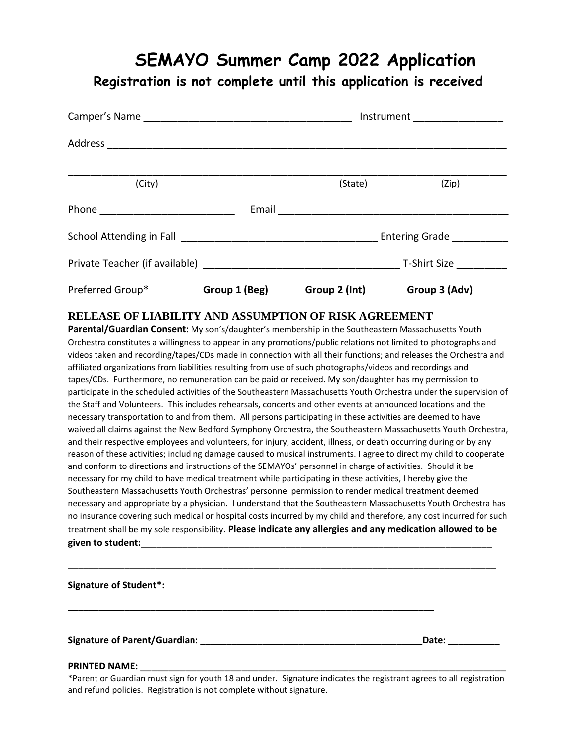# SEMAYO Summer Camp 2022 Application

## Registration is not complete until this application is received

Camper's Name ____________________________________ Instrument _______________

Address ______________________________________________________________________

______________________________________________________________________________

(City) (State) (Zip)

Phone _______________________ Email ________________________________________

School Attending in Fall __________________________________ Entering Grade _________

Private Teacher (if available) __________________________________ T-Shirt Size ________

Preferred Group* **Group 1 (Beg)** **Group 2 (Int)** **Group 3 (Adv)**

### RELEASE OF LIABILITY AND ASSUMPTION OF RISK AGREEMENT

**Parental/Guardian Consent:** My son's/daughter's membership in the Southeastern Massachusetts Youth Orchestra constitutes a willingness to appear in any promotions/public relations not limited to photographs and videos taken and recording/tapes/CDs made in connection with all their functions; and releases the Orchestra and affiliated organizations from liabilities resulting from use of such photographs/videos and recordings and tapes/CDs. Furthermore, no remuneration can be paid or received. My son/daughter has my permission to participate in the scheduled activities of the Southeastern Massachusetts Youth Orchestra under the supervision of the Staff and Volunteers. This includes rehearsals, concerts and other events at announced locations and the necessary transportation to and from them. All persons participating in these activities are deemed to have waived all claims against the New Bedford Symphony Orchestra, the Southeastern Massachusetts Youth Orchestra, and their respective employees and volunteers, for injury, accident, illness, or death occurring during or by any reason of these activities; including damage caused to musical instruments. I agree to direct my child to cooperate and conform to directions and instructions of the SEMAYOs' personnel in charge of activities. Should it be necessary for my child to have medical treatment while participating in these activities, I hereby give the Southeastern Massachusetts Youth Orchestras' personnel permission to render medical treatment deemed necessary and appropriate by a physician. I understand that the Southeastern Massachusetts Youth Orchestra has no insurance covering such medical or hospital costs incurred by my child and therefore, any cost incurred for such treatment shall be my sole responsibility. **Please indicate any allergies and any medication allowed to be given to student:**_________________________________________________________________

______________________________________________________________________________

**Signature of Student*:**

**______________________________________________________________________**

**Signature of Parent/Guardian: __________________________________________Date: _________**

**PRINTED NAME:** ____________________________________________________________________

*Parent or Guardian must sign for youth 18 and under. Signature indicates the registrant agrees to all registration and refund policies. Registration is not complete without signature.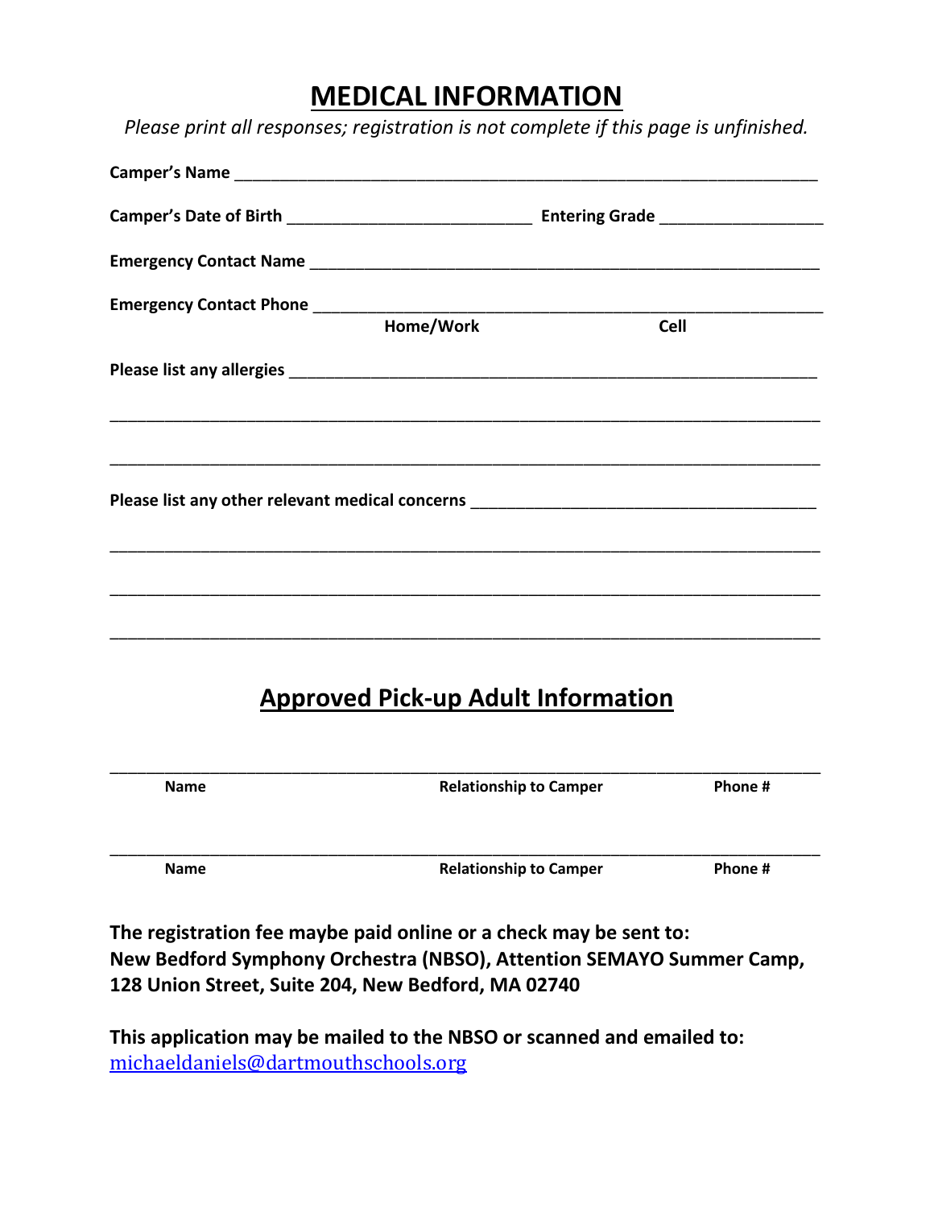# MEDICAL INFORMATION

*Please print all responses; registration is not complete if this page is unfinished.*

**Camper's Name** ____________________________________________________________

**Camper's Date of Birth** ___________________________ **Entering Grade** _________________

**Emergency Contact Name** ____________________________________________________

**Emergency Contact Phone** ____________________________________________________

**Home/Work** **Cell**

**Please list any allergies** _______________________________________________________

___________________________________________________________________________

___________________________________________________________________________

**Please list any other relevant medical concerns** ___________________________________

___________________________________________________________________________

___________________________________________________________________________

___________________________________________________________________________

## Approved Pick-up Adult Information

___________________________________________________________________________

**Name** **Relationship to Camper** **Phone #**

___________________________________________________________________________

**Name** **Relationship to Camper** **Phone #**

**The registration fee maybe paid online or a check may be sent to:**
**New Bedford Symphony Orchestra (NBSO), Attention SEMAYO Summer Camp,**
**128 Union Street, Suite 204, New Bedford, MA 02740**

**This application may be mailed to the NBSO or scanned and emailed to:**
michaeldaniels@dartmouthschools.org